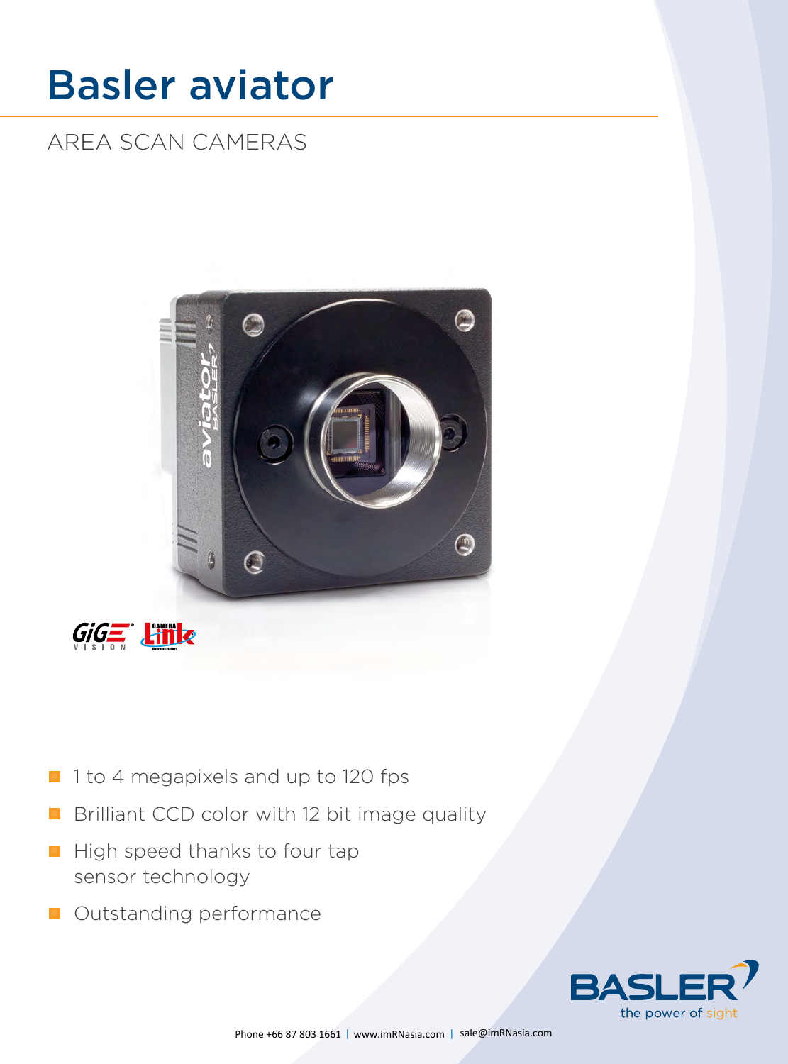# Basler aviator

## AREA SCAN CAMERAS

- 1 to 4 megapixels and up to 120 fps
- Brilliant CCD color with 12 bit image quality
- High speed thanks to four tap sensor technology
- Outstanding performance

Phone +66 87 803 1661 | www.imRNasia.com | sale@imRNasia.com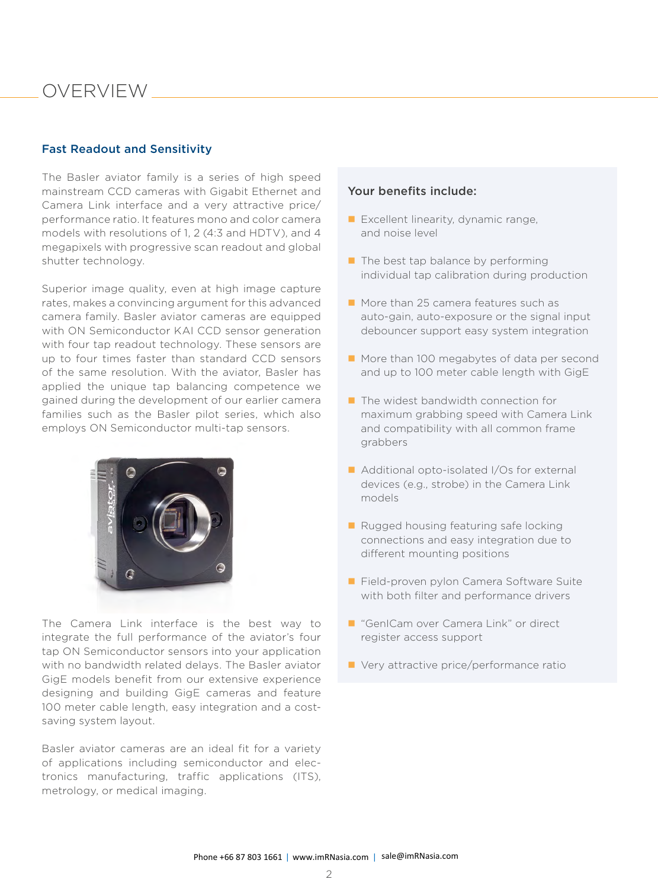# OVERVIEW

## Fast Readout and Sensitivity

The Basler aviator family is a series of high speed mainstream CCD cameras with Gigabit Ethernet and Camera Link interface and a very attractive price/performance ratio. It features mono and color camera models with resolutions of 1, 2 (4:3 and HDTV), and 4 megapixels with progressive scan readout and global shutter technology.

Superior image quality, even at high image capture rates, makes a convincing argument for this advanced camera family. Basler aviator cameras are equipped with ON Semiconductor KAI CCD sensor generation with four tap readout technology. These sensors are up to four times faster than standard CCD sensors of the same resolution. With the aviator, Basler has applied the unique tap balancing competence we gained during the development of our earlier camera families such as the Basler pilot series, which also employs ON Semiconductor multi-tap sensors.

The Camera Link interface is the best way to integrate the full performance of the aviator's four tap ON Semiconductor sensors into your application with no bandwidth related delays. The Basler aviator GigE models benefit from our extensive experience designing and building GigE cameras and feature 100 meter cable length, easy integration and a cost-saving system layout.

Basler aviator cameras are an ideal fit for a variety of applications including semiconductor and electronics manufacturing, traffic applications (ITS), metrology, or medical imaging.

### Your benefits include:

- Excellent linearity, dynamic range, and noise level
- The best tap balance by performing individual tap calibration during production
- More than 25 camera features such as auto-gain, auto-exposure or the signal input debouncer support easy system integration
- More than 100 megabytes of data per second and up to 100 meter cable length with GigE
- The widest bandwidth connection for maximum grabbing speed with Camera Link and compatibility with all common frame grabbers
- Additional opto-isolated I/Os for external devices (e.g., strobe) in the Camera Link models
- Rugged housing featuring safe locking connections and easy integration due to different mounting positions
- Field-proven pylon Camera Software Suite with both filter and performance drivers
- "GenICam over Camera Link" or direct register access support
- Very attractive price/performance ratio

Phone +66 87 803 1661 | www.imRNasia.com | sale@imRNasia.com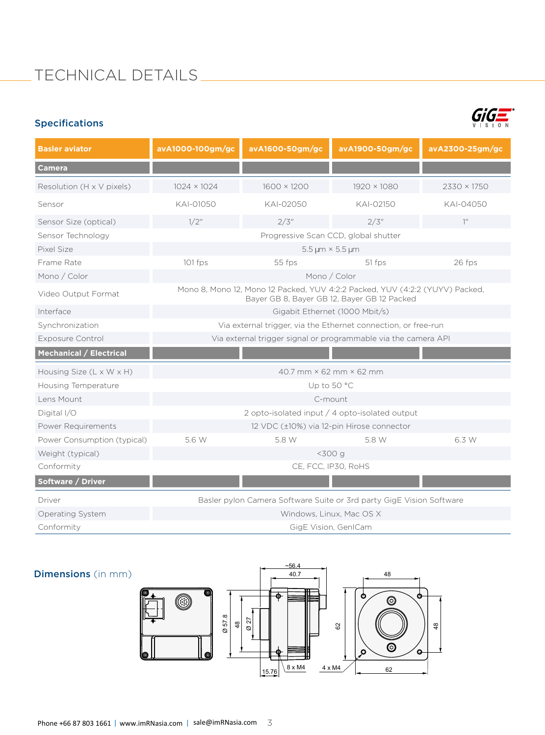# TECHNICAL DETAILS

## Specifications

| Basler aviator | avA1000-100gm/gc | avA1600-50gm/gc | avA1900-50gm/gc | avA2300-25gm/gc |
|---|---|---|---|---|
| **Camera** | | | | |
| Resolution (H x V pixels) | 1024 × 1024 | 1600 × 1200 | 1920 × 1080 | 2330 × 1750 |
| Sensor | KAI-01050 | KAI-02050 | KAI-02150 | KAI-04050 |
| Sensor Size (optical) | 1/2" | 2/3" | 2/3" | 1" |
| Sensor Technology | Progressive Scan CCD, global shutter | | | |
| Pixel Size | 5.5 µm × 5.5 µm | | | |
| Frame Rate | 101 fps | 55 fps | 51 fps | 26 fps |
| Mono / Color | Mono / Color | | | |
| Video Output Format | Mono 8, Mono 12, Mono 12 Packed, YUV 4:2:2 Packed, YUV (4:2:2 (YUYV) Packed, Bayer GB 8, Bayer GB 12, Bayer GB 12 Packed | | | |
| Interface | Gigabit Ethernet (1000 Mbit/s) | | | |
| Synchronization | Via external trigger, via the Ethernet connection, or free-run | | | |
| Exposure Control | Via external trigger signal or programmable via the camera API | | | |
| **Mechanical / Electrical** | | | | |
| Housing Size (L x W x H) | 40.7 mm × 62 mm × 62 mm | | | |
| Housing Temperature | Up to 50 °C | | | |
| Lens Mount | C-mount | | | |
| Digital I/O | 2 opto-isolated input / 4 opto-isolated output | | | |
| Power Requirements | 12 VDC (±10%) via 12-pin Hirose connector | | | |
| Power Consumption (typical) | 5.6 W | 5.8 W | 5.8 W | 6.3 W |
| Weight (typical) | <300 g | | | |
| Conformity | CE, FCC, IP30, RoHS | | | |
| **Software / Driver** | | | | |
| Driver | Basler pylon Camera Software Suite or 3rd party GigE Vision Software | | | |
| Operating System | Windows, Linux, Mac OS X | | | |
| Conformity | GigE Vision, GenICam | | | |

## Dimensions (in mm)

~56.4, 40.7, 48, Ø 57.8, 48, Ø 27, 62, 48, 15.76, 8 x M4, 4 x M4, 62

Phone +66 87 803 1661 | www.imRNasia.com | sale@imRNasia.com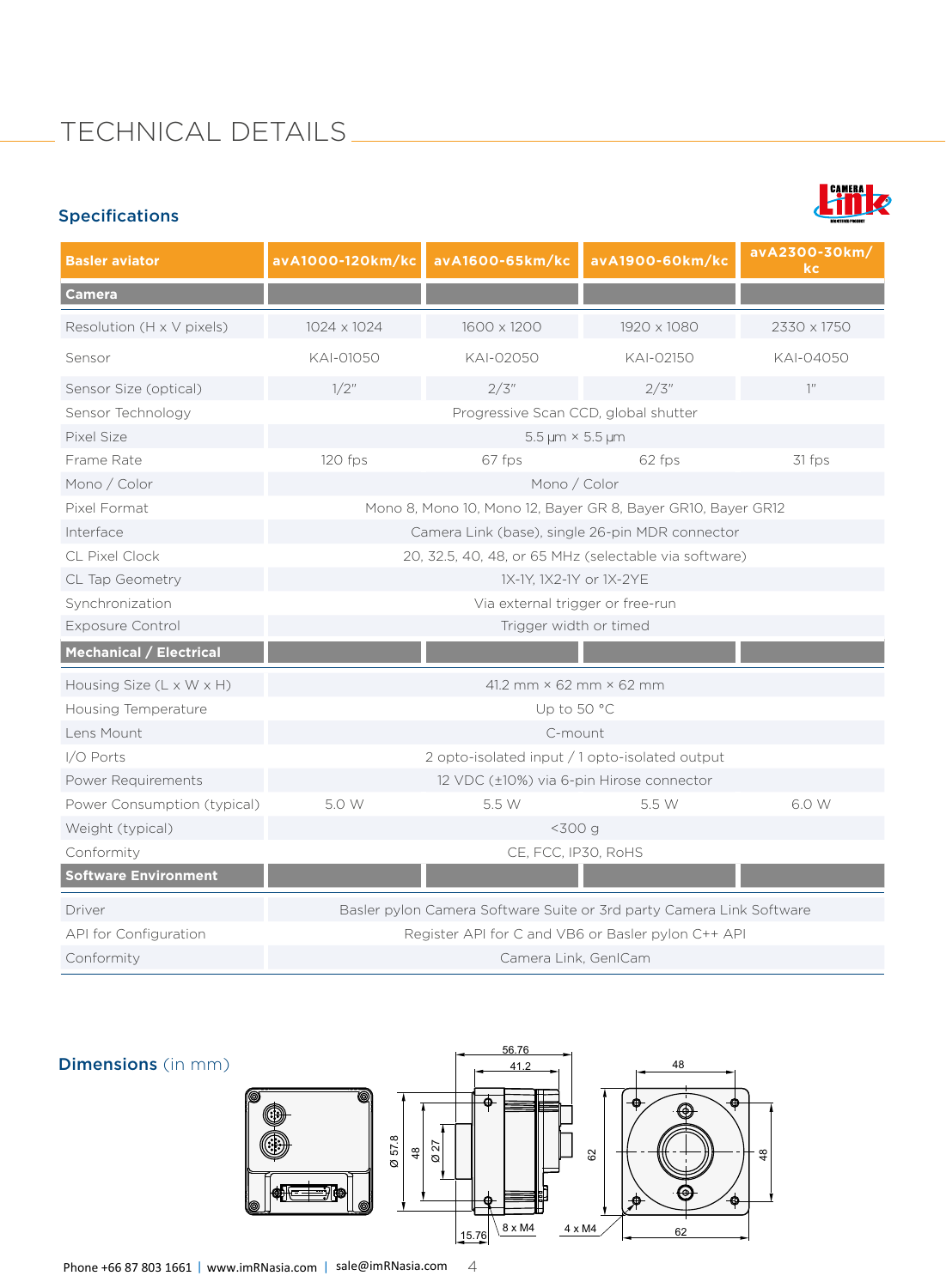# TECHNICAL DETAILS

## Specifications

| Basler aviator | avA1000-120km/kc | avA1600-65km/kc | avA1900-60km/kc | avA2300-30km/kc |
|---|---|---|---|---|
| **Camera** | | | | |
| Resolution (H x V pixels) | 1024 x 1024 | 1600 x 1200 | 1920 x 1080 | 2330 x 1750 |
| Sensor | KAI-01050 | KAI-02050 | KAI-02150 | KAI-04050 |
| Sensor Size (optical) | 1/2" | 2/3" | 2/3" | 1" |
| Sensor Technology | Progressive Scan CCD, global shutter | | | |
| Pixel Size | 5.5 µm × 5.5 µm | | | |
| Frame Rate | 120 fps | 67 fps | 62 fps | 31 fps |
| Mono / Color | Mono / Color | | | |
| Pixel Format | Mono 8, Mono 10, Mono 12, Bayer GR 8, Bayer GR10, Bayer GR12 | | | |
| Interface | Camera Link (base), single 26-pin MDR connector | | | |
| CL Pixel Clock | 20, 32.5, 40, 48, or 65 MHz (selectable via software) | | | |
| CL Tap Geometry | 1X-1Y, 1X2-1Y or 1X-2YE | | | |
| Synchronization | Via external trigger or free-run | | | |
| Exposure Control | Trigger width or timed | | | |
| **Mechanical / Electrical** | | | | |
| Housing Size (L x W x H) | 41.2 mm × 62 mm × 62 mm | | | |
| Housing Temperature | Up to 50 °C | | | |
| Lens Mount | C-mount | | | |
| I/O Ports | 2 opto-isolated input / 1 opto-isolated output | | | |
| Power Requirements | 12 VDC (±10%) via 6-pin Hirose connector | | | |
| Power Consumption (typical) | 5.0 W | 5.5 W | 5.5 W | 6.0 W |
| Weight (typical) | <300 g | | | |
| Conformity | CE, FCC, IP30, RoHS | | | |
| **Software Environment** | | | | |
| Driver | Basler pylon Camera Software Suite or 3rd party Camera Link Software | | | |
| API for Configuration | Register API for C and VB6 or Basler pylon C++ API | | | |
| Conformity | Camera Link, GenICam | | | |

## Dimensions (in mm)

56.76, 41.2, 48, Ø 57.8, 48, Ø 27, 62, 48, 15.76, 8 x M4, 4 x M4, 62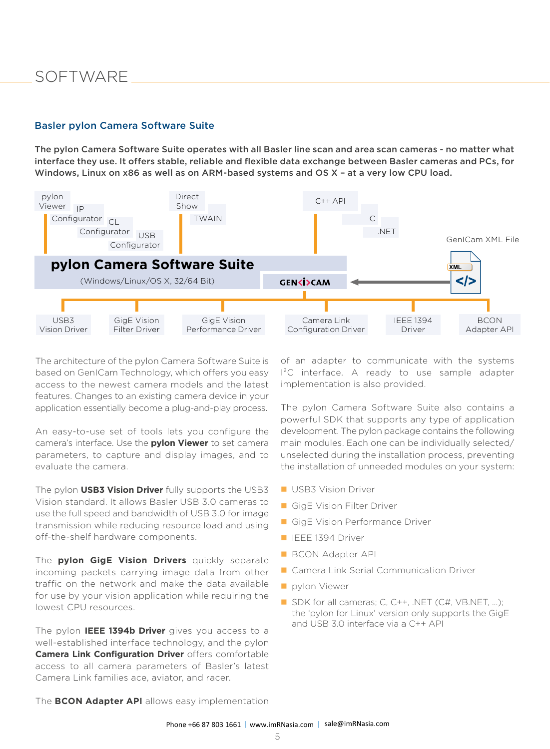# SOFTWARE

## Basler pylon Camera Software Suite

**The pylon Camera Software Suite operates with all Basler line scan and area scan cameras - no matter what interface they use. It offers stable, reliable and flexible data exchange between Basler cameras and PCs, for Windows, Linux on x86 as well as on ARM-based systems and OS X – at a very low CPU load.**

pylon Viewer | IP Configurator | CL Configurator | USB Configurator | Direct Show | TWAIN | C++ API | C | .NET

**pylon Camera Software Suite**
(Windows/Linux/OS X, 32/64 Bit)

GEN<i>CAM ← GenICam XML File

USB3 Vision Driver | GigE Vision Filter Driver | GigE Vision Performance Driver | Camera Link Configuration Driver | IEEE 1394 Driver | BCON Adapter API

The architecture of the pylon Camera Software Suite is based on GenICam Technology, which offers you easy access to the newest camera models and the latest features. Changes to an existing camera device in your application essentially become a plug-and-play process.

An easy-to-use set of tools lets you configure the camera's interface. Use the **pylon Viewer** to set camera parameters, to capture and display images, and to evaluate the camera.

The pylon **USB3 Vision Driver** fully supports the USB3 Vision standard. It allows Basler USB 3.0 cameras to use the full speed and bandwidth of USB 3.0 for image transmission while reducing resource load and using off-the-shelf hardware components.

The **pylon GigE Vision Drivers** quickly separate incoming packets carrying image data from other traffic on the network and make the data available for use by your vision application while requiring the lowest CPU resources.

The pylon **IEEE 1394b Driver** gives you access to a well-established interface technology, and the pylon **Camera Link Configuration Driver** offers comfortable access to all camera parameters of Basler's latest Camera Link families ace, aviator, and racer.

The **BCON Adapter API** allows easy implementation of an adapter to communicate with the systems I²C interface. A ready to use sample adapter implementation is also provided.

The pylon Camera Software Suite also contains a powerful SDK that supports any type of application development. The pylon package contains the following main modules. Each one can be individually selected/unselected during the installation process, preventing the installation of unneeded modules on your system:

- USB3 Vision Driver
- GigE Vision Filter Driver
- GigE Vision Performance Driver
- IEEE 1394 Driver
- BCON Adapter API
- Camera Link Serial Communication Driver
- pylon Viewer
- SDK for all cameras; C, C++, .NET (C#, VB.NET, ...); the 'pylon for Linux' version only supports the GigE and USB 3.0 interface via a C++ API

Phone +66 87 803 1661 | www.imRNasia.com | sale@imRNasia.com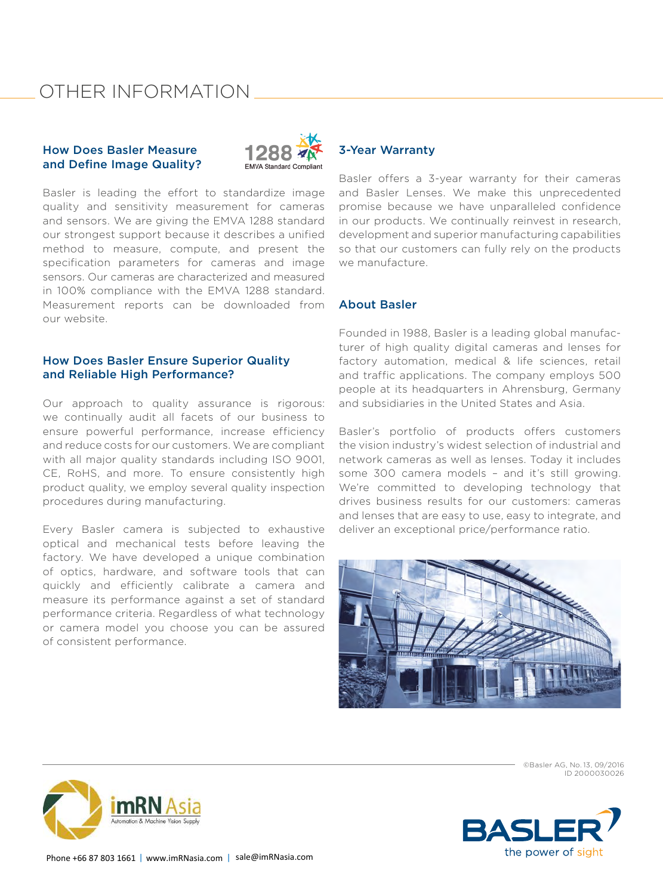# OTHER INFORMATION

## How Does Basler Measure and Define Image Quality?

1288 EMVA Standard Compliant

Basler is leading the effort to standardize image quality and sensitivity measurement for cameras and sensors. We are giving the EMVA 1288 standard our strongest support because it describes a unified method to measure, compute, and present the specification parameters for cameras and image sensors. Our cameras are characterized and measured in 100% compliance with the EMVA 1288 standard. Measurement reports can be downloaded from our website.

## How Does Basler Ensure Superior Quality and Reliable High Performance?

Our approach to quality assurance is rigorous: we continually audit all facets of our business to ensure powerful performance, increase efficiency and reduce costs for our customers. We are compliant with all major quality standards including ISO 9001, CE, RoHS, and more. To ensure consistently high product quality, we employ several quality inspection procedures during manufacturing.

Every Basler camera is subjected to exhaustive optical and mechanical tests before leaving the factory. We have developed a unique combination of optics, hardware, and software tools that can quickly and efficiently calibrate a camera and measure its performance against a set of standard performance criteria. Regardless of what technology or camera model you choose you can be assured of consistent performance.

## 3-Year Warranty

Basler offers a 3-year warranty for their cameras and Basler Lenses. We make this unprecedented promise because we have unparalleled confidence in our products. We continually reinvest in research, development and superior manufacturing capabilities so that our customers can fully rely on the products we manufacture.

## About Basler

Founded in 1988, Basler is a leading global manufacturer of high quality digital cameras and lenses for factory automation, medical & life sciences, retail and traffic applications. The company employs 500 people at its headquarters in Ahrensburg, Germany and subsidiaries in the United States and Asia.

Basler's portfolio of products offers customers the vision industry's widest selection of industrial and network cameras as well as lenses. Today it includes some 300 camera models – and it's still growing. We're committed to developing technology that drives business results for our customers: cameras and lenses that are easy to use, easy to integrate, and deliver an exceptional price/performance ratio.

©Basler AG, No. 13, 09/2016
ID 2000030026

imRN Asia – Automation & Machine Vision Supply

Phone +66 87 803 1661 | www.imRNasia.com | sale@imRNasia.com

BASLER – the power of sight